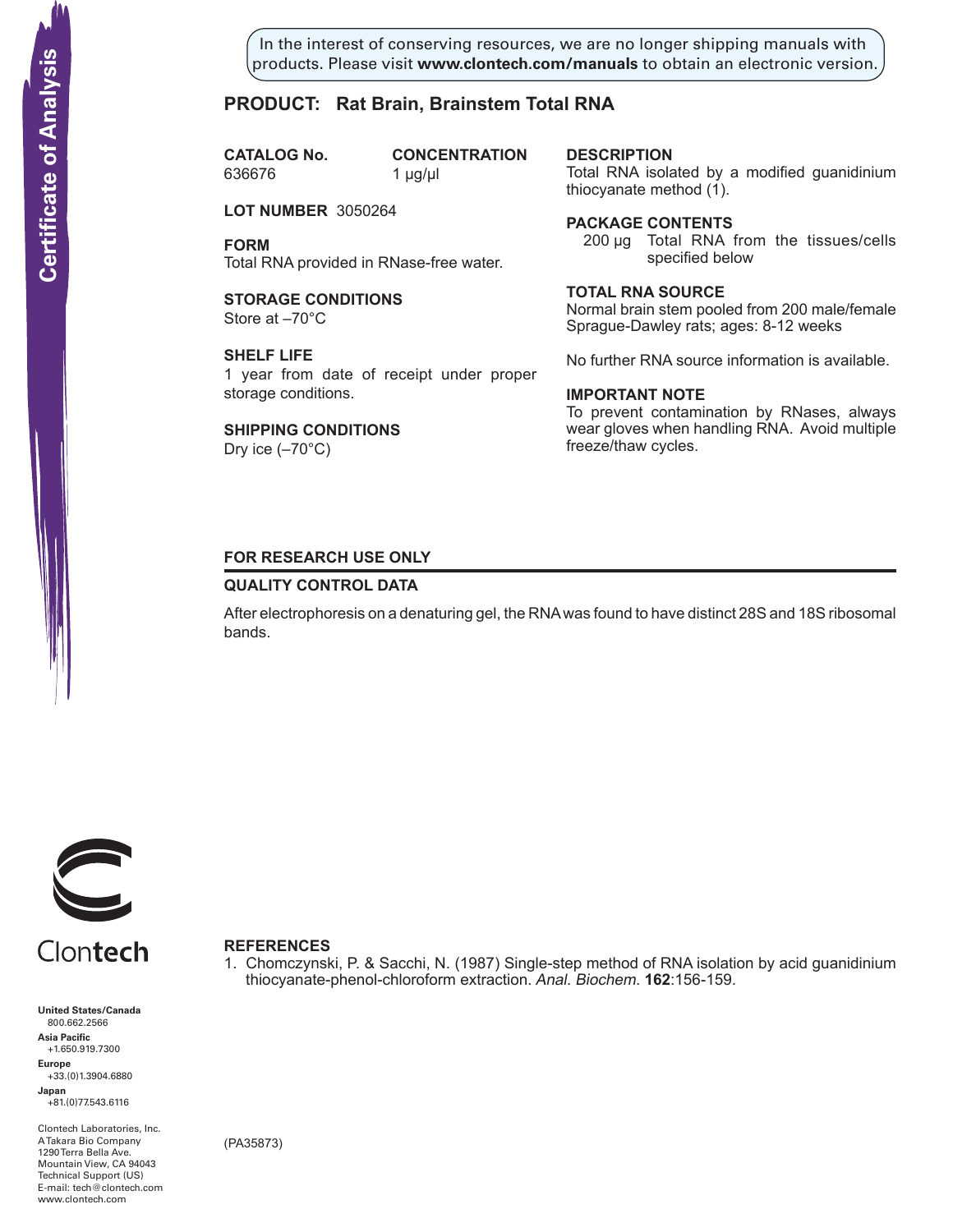Certificate of Analysis

In the interest of conserving resources, we are no longer shipping manuals with products. Please visit **www.clontech.com/manuals** to obtain an electronic version.

## PRODUCT: Rat Brain, Brainstem Total RNA

**CATALOG No.**
636676

**CONCENTRATION**
1 µg/µl

**LOT NUMBER** 3050264

**FORM**
Total RNA provided in RNase-free water.

**STORAGE CONDITIONS**
Store at –70°C

**SHELF LIFE**
1 year from date of receipt under proper storage conditions.

**SHIPPING CONDITIONS**
Dry ice (–70°C)

**DESCRIPTION**
Total RNA isolated by a modified guanidinium thiocyanate method (1).

**PACKAGE CONTENTS**
200 µg Total RNA from the tissues/cells specified below

**TOTAL RNA SOURCE**
Normal brain stem pooled from 200 male/female Sprague-Dawley rats; ages: 8-12 weeks

No further RNA source information is available.

**IMPORTANT NOTE**
To prevent contamination by RNases, always wear gloves when handling RNA. Avoid multiple freeze/thaw cycles.

**FOR RESEARCH USE ONLY**

**QUALITY CONTROL DATA**

After electrophoresis on a denaturing gel, the RNA was found to have distinct 28S and 18S ribosomal bands.

**REFERENCES**

1. Chomczynski, P. & Sacchi, N. (1987) Single-step method of RNA isolation by acid guanidinium thiocyanate-phenol-chloroform extraction. *Anal. Biochem.* **162**:156-159.

Clontech

**United States/Canada**
800.662.2566
**Asia Pacific**
+1.650.919.7300
**Europe**
+33.(0)1.3904.6880
**Japan**
+81.(0)77.543.6116

Clontech Laboratories, Inc.
A Takara Bio Company
1290 Terra Bella Ave.
Mountain View, CA 94043
Technical Support (US)
E-mail: tech@clontech.com
www.clontech.com

(PA35873)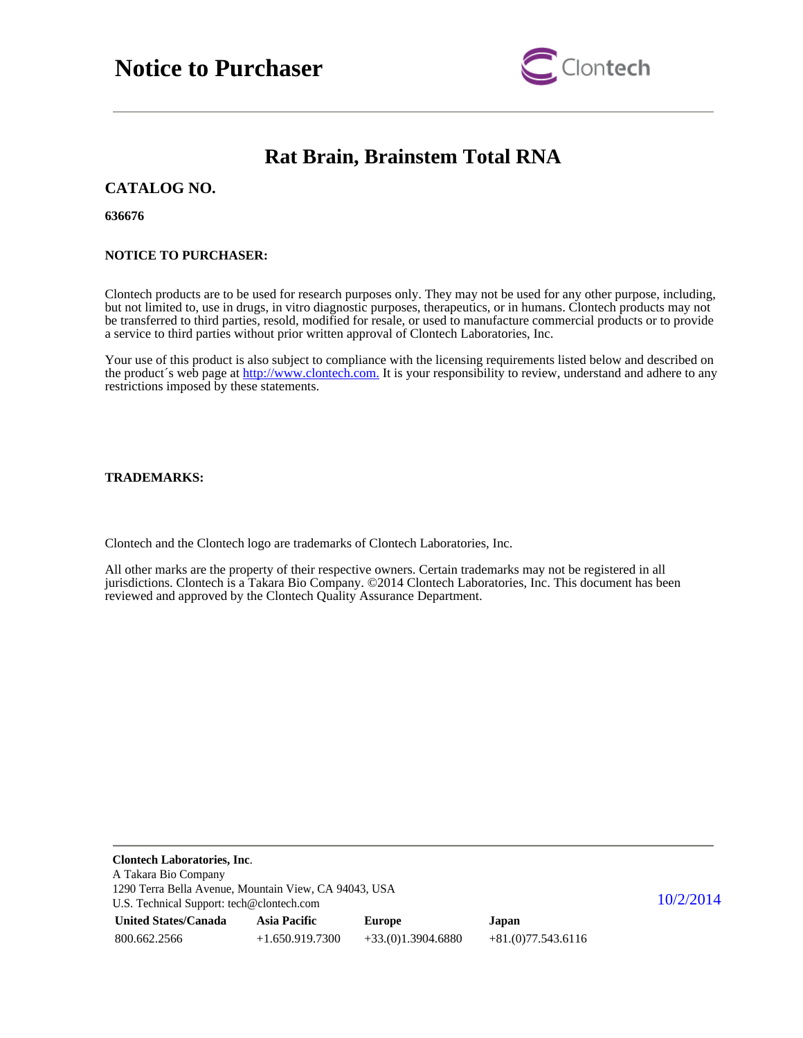# Notice to Purchaser

## Rat Brain, Brainstem Total RNA

### CATALOG NO.

**636676**

**NOTICE TO PURCHASER:**

Clontech products are to be used for research purposes only. They may not be used for any other purpose, including, but not limited to, use in drugs, in vitro diagnostic purposes, therapeutics, or in humans. Clontech products may not be transferred to third parties, resold, modified for resale, or used to manufacture commercial products or to provide a service to third parties without prior written approval of Clontech Laboratories, Inc.

Your use of this product is also subject to compliance with the licensing requirements listed below and described on the product´s web page at http://www.clontech.com. It is your responsibility to review, understand and adhere to any restrictions imposed by these statements.

**TRADEMARKS:**

Clontech and the Clontech logo are trademarks of Clontech Laboratories, Inc.

All other marks are the property of their respective owners. Certain trademarks may not be registered in all jurisdictions. Clontech is a Takara Bio Company. ©2014 Clontech Laboratories, Inc. This document has been reviewed and approved by the Clontech Quality Assurance Department.

**Clontech Laboratories, Inc.**
A Takara Bio Company
1290 Terra Bella Avenue, Mountain View, CA 94043, USA
U.S. Technical Support: tech@clontech.com

| United States/Canada | Asia Pacific | Europe | Japan |
|---|---|---|---|
| 800.662.2566 | +1.650.919.7300 | +33.(0)1.3904.6880 | +81.(0)77.543.6116 |

10/2/2014